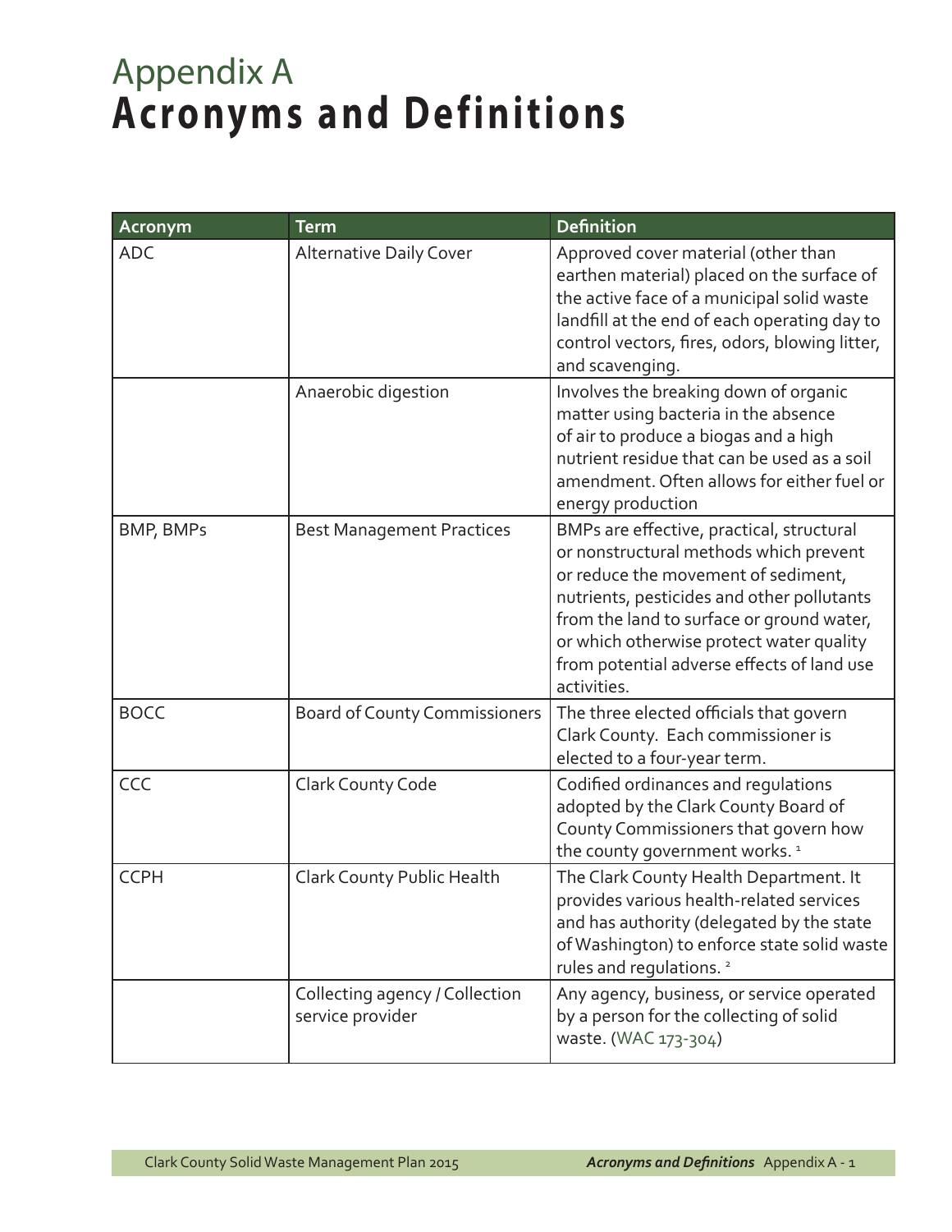# Appendix A
# Acronyms and Definitions

| Acronym | Term | Definition |
|---|---|---|
| ADC | Alternative Daily Cover | Approved cover material (other than earthen material) placed on the surface of the active face of a municipal solid waste landfill at the end of each operating day to control vectors, fires, odors, blowing litter, and scavenging. |
| | Anaerobic digestion | Involves the breaking down of organic matter using bacteria in the absence of air to produce a biogas and a high nutrient residue that can be used as a soil amendment. Often allows for either fuel or energy production |
| BMP, BMPs | Best Management Practices | BMPs are effective, practical, structural or nonstructural methods which prevent or reduce the movement of sediment, nutrients, pesticides and other pollutants from the land to surface or ground water, or which otherwise protect water quality from potential adverse effects of land use activities. |
| BOCC | Board of County Commissioners | The three elected officials that govern Clark County. Each commissioner is elected to a four-year term. |
| CCC | Clark County Code | Codified ordinances and regulations adopted by the Clark County Board of County Commissioners that govern how the county government works. [1] |
| CCPH | Clark County Public Health | The Clark County Health Department. It provides various health-related services and has authority (delegated by the state of Washington) to enforce state solid waste rules and regulations. [2] |
| | Collecting agency / Collection service provider | Any agency, business, or service operated by a person for the collecting of solid waste. (WAC 173-304) |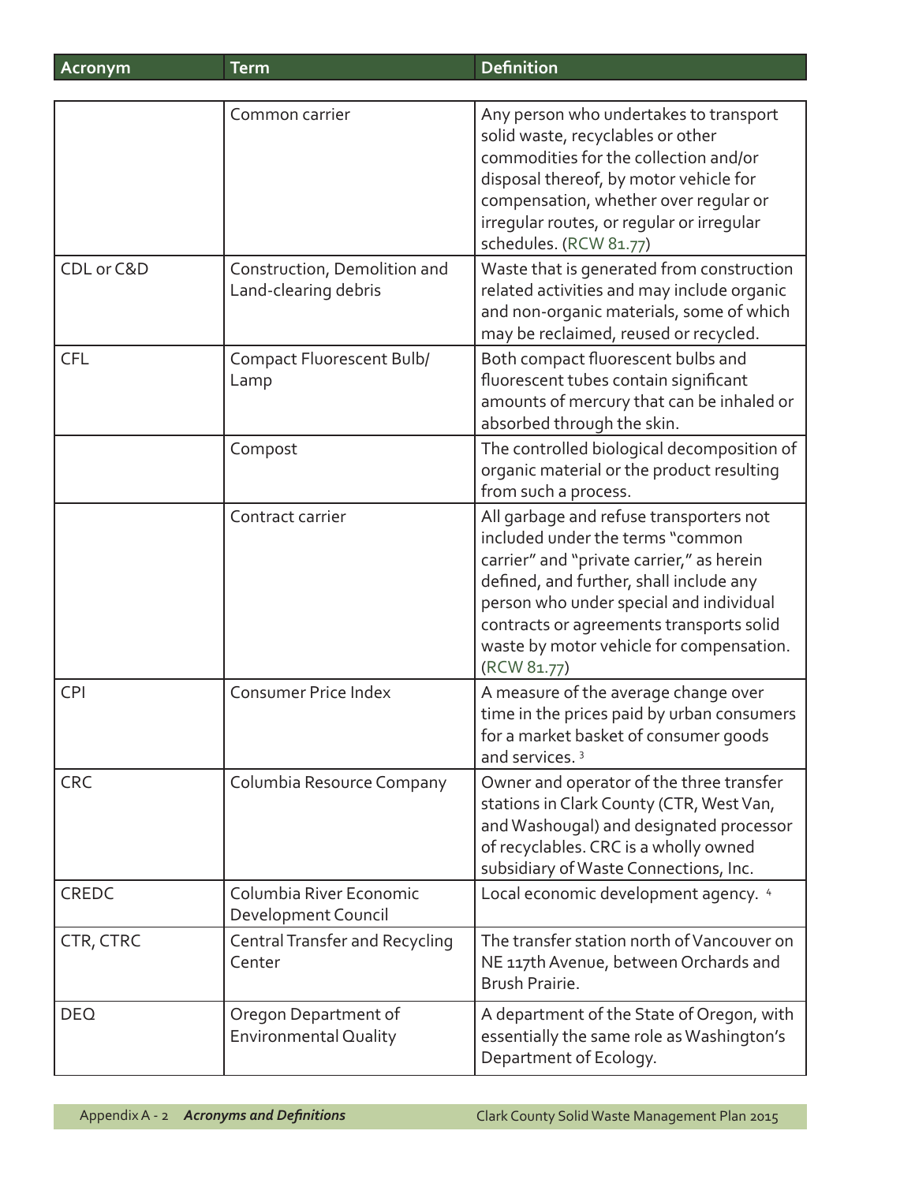| Acronym | Term | Definition |
| --- | --- | --- |
| | Common carrier | Any person who undertakes to transport solid waste, recyclables or other commodities for the collection and/or disposal thereof, by motor vehicle for compensation, whether over regular or irregular routes, or regular or irregular schedules. (RCW 81.77) |
| CDL or C&D | Construction, Demolition and Land-clearing debris | Waste that is generated from construction related activities and may include organic and non-organic materials, some of which may be reclaimed, reused or recycled. |
| CFL | Compact Fluorescent Bulb/ Lamp | Both compact fluorescent bulbs and fluorescent tubes contain significant amounts of mercury that can be inhaled or absorbed through the skin. |
| | Compost | The controlled biological decomposition of organic material or the product resulting from such a process. |
| | Contract carrier | All garbage and refuse transporters not included under the terms "common carrier" and "private carrier," as herein defined, and further, shall include any person who under special and individual contracts or agreements transports solid waste by motor vehicle for compensation. (RCW 81.77) |
| CPI | Consumer Price Index | A measure of the average change over time in the prices paid by urban consumers for a market basket of consumer goods and services. [3] |
| CRC | Columbia Resource Company | Owner and operator of the three transfer stations in Clark County (CTR, West Van, and Washougal) and designated processor of recyclables. CRC is a wholly owned subsidiary of Waste Connections, Inc. |
| CREDC | Columbia River Economic Development Council | Local economic development agency. [4] |
| CTR, CTRC | Central Transfer and Recycling Center | The transfer station north of Vancouver on NE 117th Avenue, between Orchards and Brush Prairie. |
| DEQ | Oregon Department of Environmental Quality | A department of the State of Oregon, with essentially the same role as Washington's Department of Ecology. |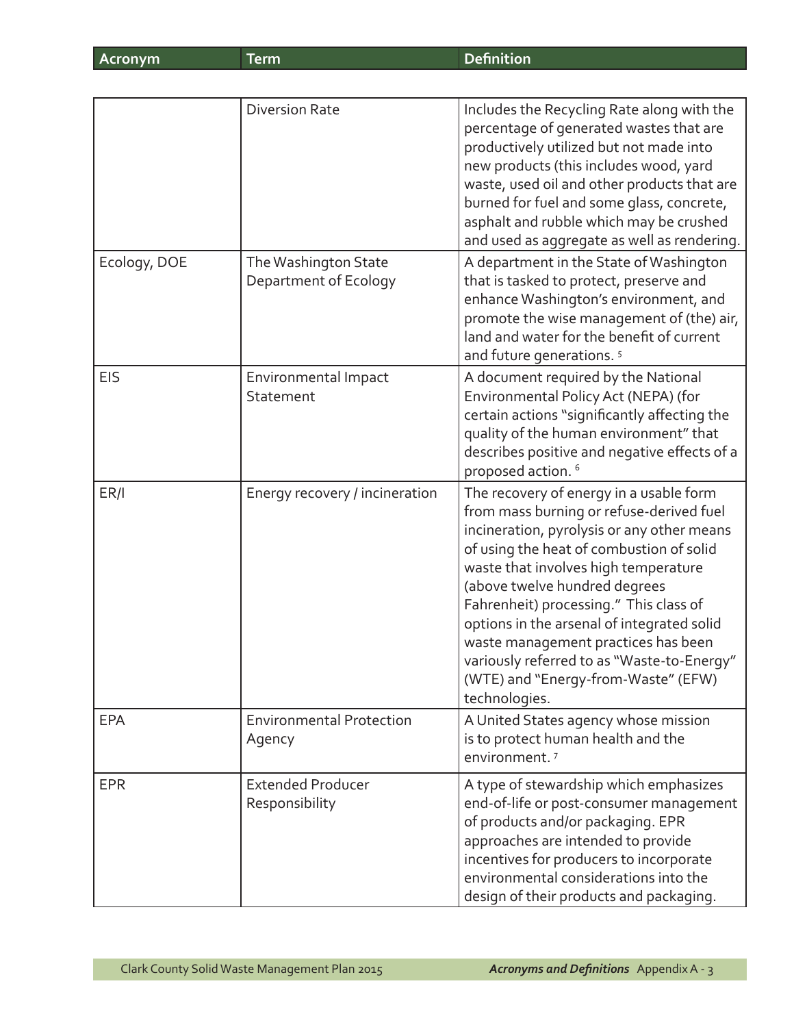| Acronym | Term | Definition |
|---|---|---|
| | Diversion Rate | Includes the Recycling Rate along with the percentage of generated wastes that are productively utilized but not made into new products (this includes wood, yard waste, used oil and other products that are burned for fuel and some glass, concrete, asphalt and rubble which may be crushed and used as aggregate as well as rendering. |
| Ecology, DOE | The Washington State Department of Ecology | A department in the State of Washington that is tasked to protect, preserve and enhance Washington's environment, and promote the wise management of (the) air, land and water for the benefit of current and future generations. [5] |
| EIS | Environmental Impact Statement | A document required by the National Environmental Policy Act (NEPA) (for certain actions "significantly affecting the quality of the human environment" that describes positive and negative effects of a proposed action. [6] |
| ER/I | Energy recovery / incineration | The recovery of energy in a usable form from mass burning or refuse-derived fuel incineration, pyrolysis or any other means of using the heat of combustion of solid waste that involves high temperature (above twelve hundred degrees Fahrenheit) processing." This class of options in the arsenal of integrated solid waste management practices has been variously referred to as "Waste-to-Energy" (WTE) and "Energy-from-Waste" (EFW) technologies. |
| EPA | Environmental Protection Agency | A United States agency whose mission is to protect human health and the environment. [7] |
| EPR | Extended Producer Responsibility | A type of stewardship which emphasizes end-of-life or post-consumer management of products and/or packaging. EPR approaches are intended to provide incentives for producers to incorporate environmental considerations into the design of their products and packaging. |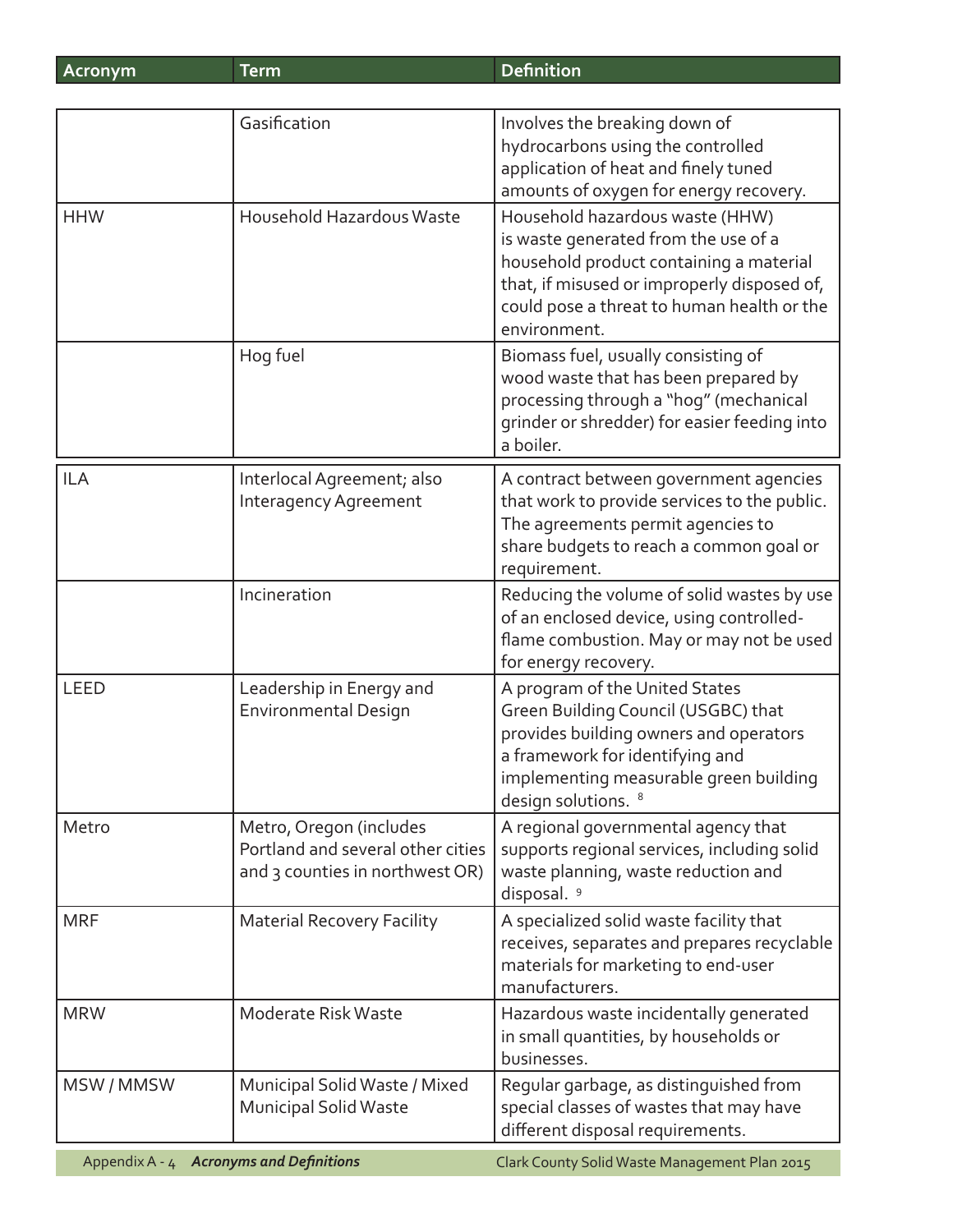| Acronym | Term | Definition |
|---|---|---|
| | Gasification | Involves the breaking down of hydrocarbons using the controlled application of heat and finely tuned amounts of oxygen for energy recovery. |
| HHW | Household Hazardous Waste | Household hazardous waste (HHW) is waste generated from the use of a household product containing a material that, if misused or improperly disposed of, could pose a threat to human health or the environment. |
| | Hog fuel | Biomass fuel, usually consisting of wood waste that has been prepared by processing through a "hog" (mechanical grinder or shredder) for easier feeding into a boiler. |
| ILA | Interlocal Agreement; also Interagency Agreement | A contract between government agencies that work to provide services to the public. The agreements permit agencies to share budgets to reach a common goal or requirement. |
| | Incineration | Reducing the volume of solid wastes by use of an enclosed device, using controlled-flame combustion. May or may not be used for energy recovery. |
| LEED | Leadership in Energy and Environmental Design | A program of the United States Green Building Council (USGBC) that provides building owners and operators a framework for identifying and implementing measurable green building design solutions. [8] |
| Metro | Metro, Oregon (includes Portland and several other cities and 3 counties in northwest OR) | A regional governmental agency that supports regional services, including solid waste planning, waste reduction and disposal. [9] |
| MRF | Material Recovery Facility | A specialized solid waste facility that receives, separates and prepares recyclable materials for marketing to end-user manufacturers. |
| MRW | Moderate Risk Waste | Hazardous waste incidentally generated in small quantities, by households or businesses. |
| MSW / MMSW | Municipal Solid Waste / Mixed Municipal Solid Waste | Regular garbage, as distinguished from special classes of wastes that may have different disposal requirements. |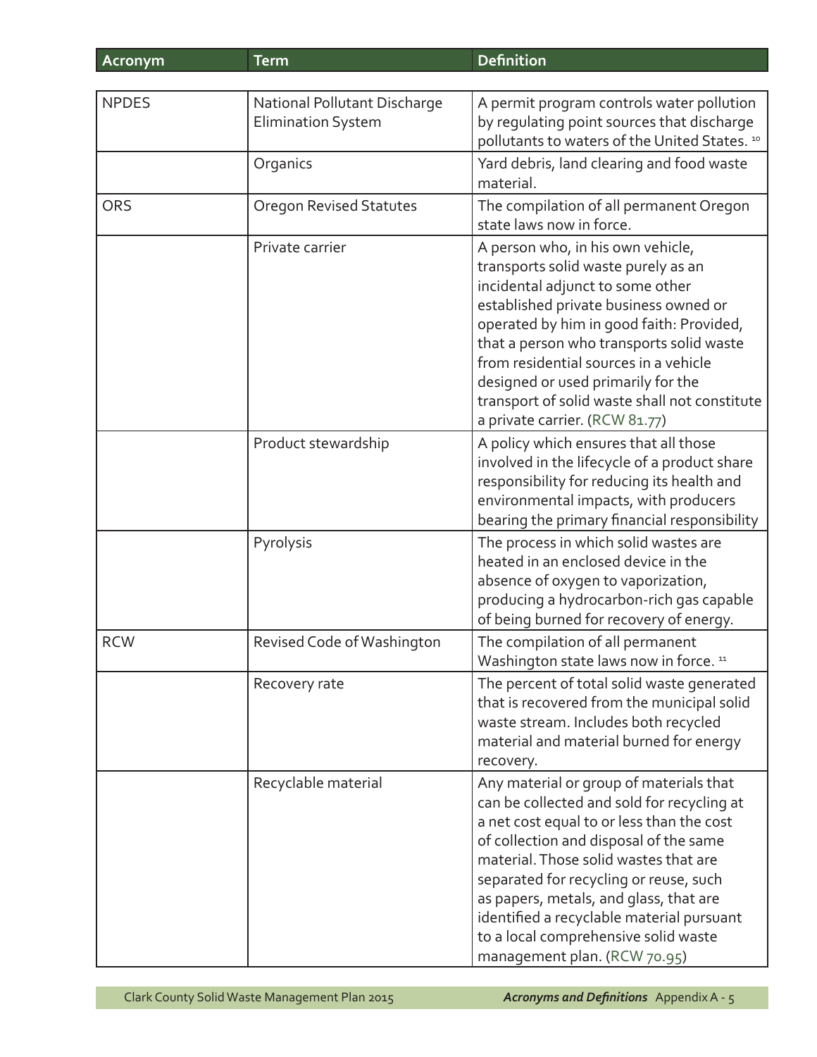| Acronym | Term | Definition |
|---|---|---|
| NPDES | National Pollutant Discharge Elimination System | A permit program controls water pollution by regulating point sources that discharge pollutants to waters of the United States. [10] |
| | Organics | Yard debris, land clearing and food waste material. |
| ORS | Oregon Revised Statutes | The compilation of all permanent Oregon state laws now in force. |
| | Private carrier | A person who, in his own vehicle, transports solid waste purely as an incidental adjunct to some other established private business owned or operated by him in good faith: Provided, that a person who transports solid waste from residential sources in a vehicle designed or used primarily for the transport of solid waste shall not constitute a private carrier. (RCW 81.77) |
| | Product stewardship | A policy which ensures that all those involved in the lifecycle of a product share responsibility for reducing its health and environmental impacts, with producers bearing the primary financial responsibility |
| | Pyrolysis | The process in which solid wastes are heated in an enclosed device in the absence of oxygen to vaporization, producing a hydrocarbon-rich gas capable of being burned for recovery of energy. |
| RCW | Revised Code of Washington | The compilation of all permanent Washington state laws now in force. [11] |
| | Recovery rate | The percent of total solid waste generated that is recovered from the municipal solid waste stream. Includes both recycled material and material burned for energy recovery. |
| | Recyclable material | Any material or group of materials that can be collected and sold for recycling at a net cost equal to or less than the cost of collection and disposal of the same material. Those solid wastes that are separated for recycling or reuse, such as papers, metals, and glass, that are identified a recyclable material pursuant to a local comprehensive solid waste management plan. (RCW 70.95) |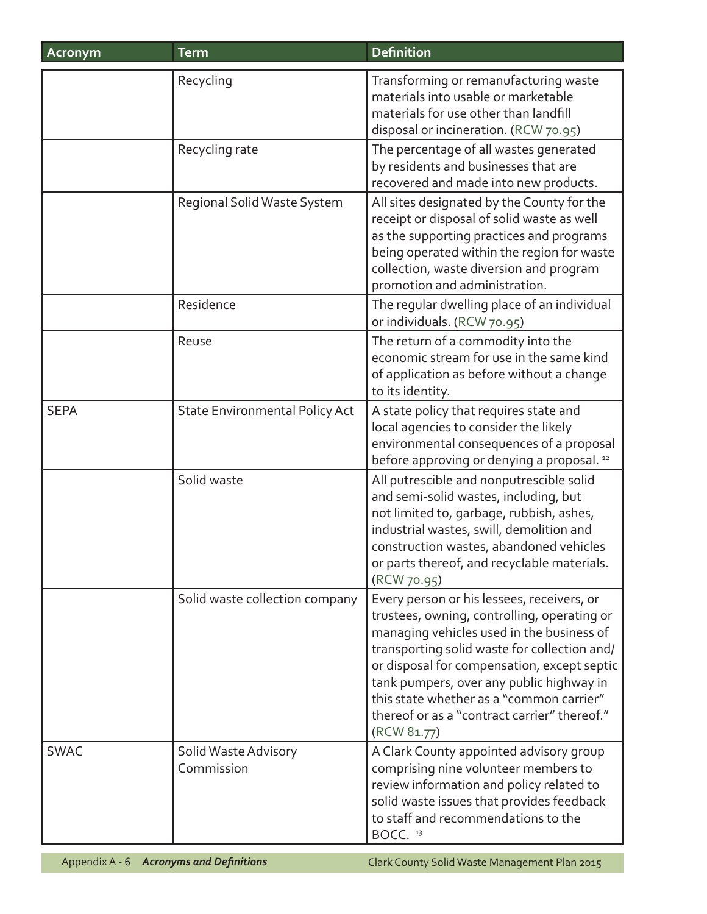| Acronym | Term | Definition |
|---|---|---|
| | Recycling | Transforming or remanufacturing waste materials into usable or marketable materials for use other than landfill disposal or incineration. (RCW 70.95) |
| | Recycling rate | The percentage of all wastes generated by residents and businesses that are recovered and made into new products. |
| | Regional Solid Waste System | All sites designated by the County for the receipt or disposal of solid waste as well as the supporting practices and programs being operated within the region for waste collection, waste diversion and program promotion and administration. |
| | Residence | The regular dwelling place of an individual or individuals. (RCW 70.95) |
| | Reuse | The return of a commodity into the economic stream for use in the same kind of application as before without a change to its identity. |
| SEPA | State Environmental Policy Act | A state policy that requires state and local agencies to consider the likely environmental consequences of a proposal before approving or denying a proposal. [12] |
| | Solid waste | All putrescible and nonputrescible solid and semi-solid wastes, including, but not limited to, garbage, rubbish, ashes, industrial wastes, swill, demolition and construction wastes, abandoned vehicles or parts thereof, and recyclable materials. (RCW 70.95) |
| | Solid waste collection company | Every person or his lessees, receivers, or trustees, owning, controlling, operating or managing vehicles used in the business of transporting solid waste for collection and/or disposal for compensation, except septic tank pumpers, over any public highway in this state whether as a "common carrier" thereof or as a "contract carrier" thereof." (RCW 81.77) |
| SWAC | Solid Waste Advisory Commission | A Clark County appointed advisory group comprising nine volunteer members to review information and policy related to solid waste issues that provides feedback to staff and recommendations to the BOCC. [13] |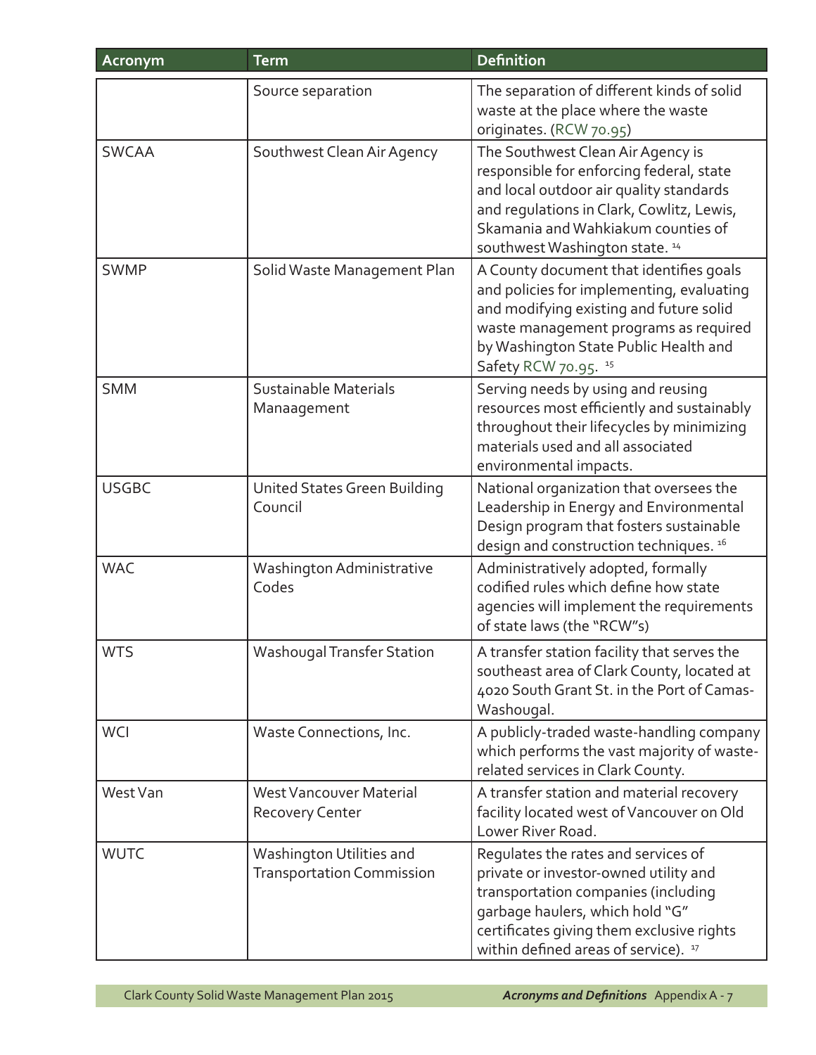| Acronym | Term | Definition |
|---|---|---|
| | Source separation | The separation of different kinds of solid waste at the place where the waste originates. (RCW 70.95) |
| SWCAA | Southwest Clean Air Agency | The Southwest Clean Air Agency is responsible for enforcing federal, state and local outdoor air quality standards and regulations in Clark, Cowlitz, Lewis, Skamania and Wahkiakum counties of southwest Washington state. [14] |
| SWMP | Solid Waste Management Plan | A County document that identifies goals and policies for implementing, evaluating and modifying existing and future solid waste management programs as required by Washington State Public Health and Safety RCW 70.95. [15] |
| SMM | Sustainable Materials Manaagement | Serving needs by using and reusing resources most efficiently and sustainably throughout their lifecycles by minimizing materials used and all associated environmental impacts. |
| USGBC | United States Green Building Council | National organization that oversees the Leadership in Energy and Environmental Design program that fosters sustainable design and construction techniques. [16] |
| WAC | Washington Administrative Codes | Administratively adopted, formally codified rules which define how state agencies will implement the requirements of state laws (the "RCW"s) |
| WTS | Washougal Transfer Station | A transfer station facility that serves the southeast area of Clark County, located at 4020 South Grant St. in the Port of Camas-Washougal. |
| WCI | Waste Connections, Inc. | A publicly-traded waste-handling company which performs the vast majority of waste-related services in Clark County. |
| West Van | West Vancouver Material Recovery Center | A transfer station and material recovery facility located west of Vancouver on Old Lower River Road. |
| WUTC | Washington Utilities and Transportation Commission | Regulates the rates and services of private or investor-owned utility and transportation companies (including garbage haulers, which hold "G" certificates giving them exclusive rights within defined areas of service). [17] |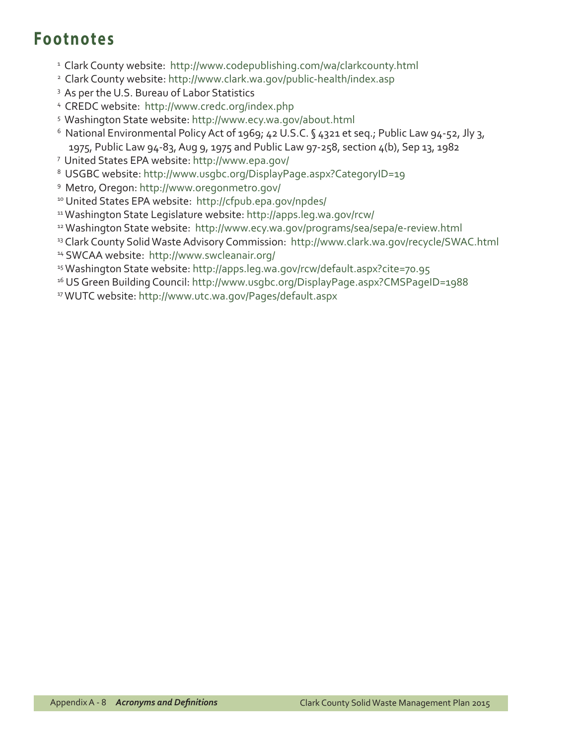## Footnotes

[1] Clark County website: http://www.codepublishing.com/wa/clarkcounty.html
[2] Clark County website: http://www.clark.wa.gov/public-health/index.asp
[3] As per the U.S. Bureau of Labor Statistics
[4] CREDC website: http://www.credc.org/index.php
[5] Washington State website: http://www.ecy.wa.gov/about.html
[6] National Environmental Policy Act of 1969; 42 U.S.C. § 4321 et seq.; Public Law 94-52, Jly 3, 1975, Public Law 94-83, Aug 9, 1975 and Public Law 97-258, section 4(b), Sep 13, 1982
[7] United States EPA website: http://www.epa.gov/
[8] USGBC website: http://www.usgbc.org/DisplayPage.aspx?CategoryID=19
[9] Metro, Oregon: http://www.oregonmetro.gov/
[10] United States EPA website: http://cfpub.epa.gov/npdes/
[11] Washington State Legislature website: http://apps.leg.wa.gov/rcw/
[12] Washington State website: http://www.ecy.wa.gov/programs/sea/sepa/e-review.html
[13] Clark County Solid Waste Advisory Commission: http://www.clark.wa.gov/recycle/SWAC.html
[14] SWCAA website: http://www.swcleanair.org/
[15] Washington State website: http://apps.leg.wa.gov/rcw/default.aspx?cite=70.95
[16] US Green Building Council: http://www.usgbc.org/DisplayPage.aspx?CMSPageID=1988
[17] WUTC website: http://www.utc.wa.gov/Pages/default.aspx